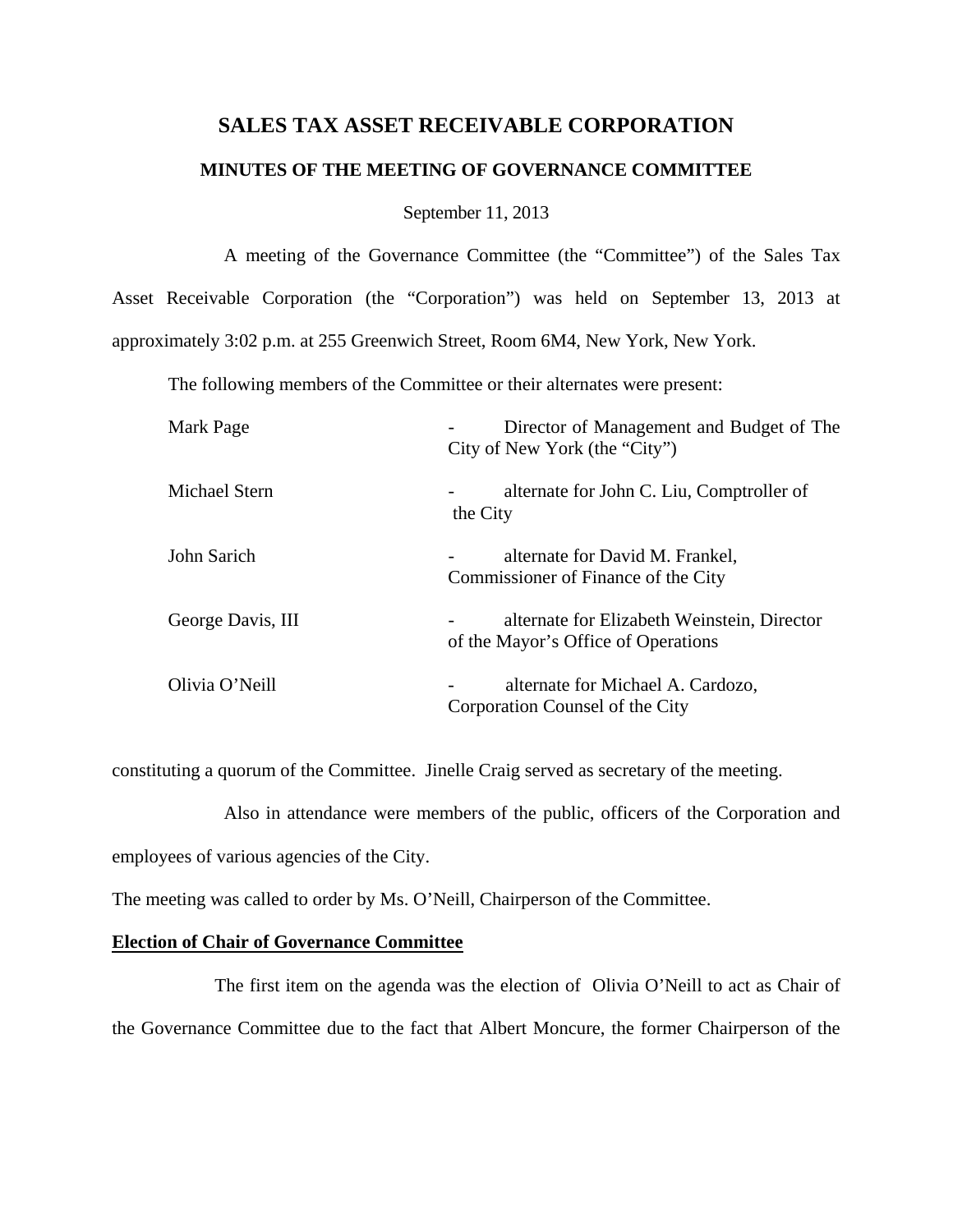# SALES TAX ASSET RECEIVABLE CORPORATION

## MINUTES OF THE MEETING OF GOVERNANCE COMMITTEE

September 11, 2013

A meeting of the Governance Committee (the "Committee") of the Sales Tax Asset Receivable Corporation (the "Corporation") was held on September 13, 2013 at approximately 3:02 p.m. at 255 Greenwich Street, Room 6M4, New York, New York.

The following members of the Committee or their alternates were present:

| | |
|---|---|
| Mark Page | - Director of Management and Budget of The City of New York (the "City") |
| Michael Stern | - alternate for John C. Liu, Comptroller of the City |
| John Sarich | - alternate for David M. Frankel, Commissioner of Finance of the City |
| George Davis, III | - alternate for Elizabeth Weinstein, Director of the Mayor's Office of Operations |
| Olivia O'Neill | - alternate for Michael A. Cardozo, Corporation Counsel of the City |

constituting a quorum of the Committee. Jinelle Craig served as secretary of the meeting.

Also in attendance were members of the public, officers of the Corporation and employees of various agencies of the City.

The meeting was called to order by Ms. O'Neill, Chairperson of the Committee.

**Election of Chair of Governance Committee**

The first item on the agenda was the election of Olivia O'Neill to act as Chair of the Governance Committee due to the fact that Albert Moncure, the former Chairperson of the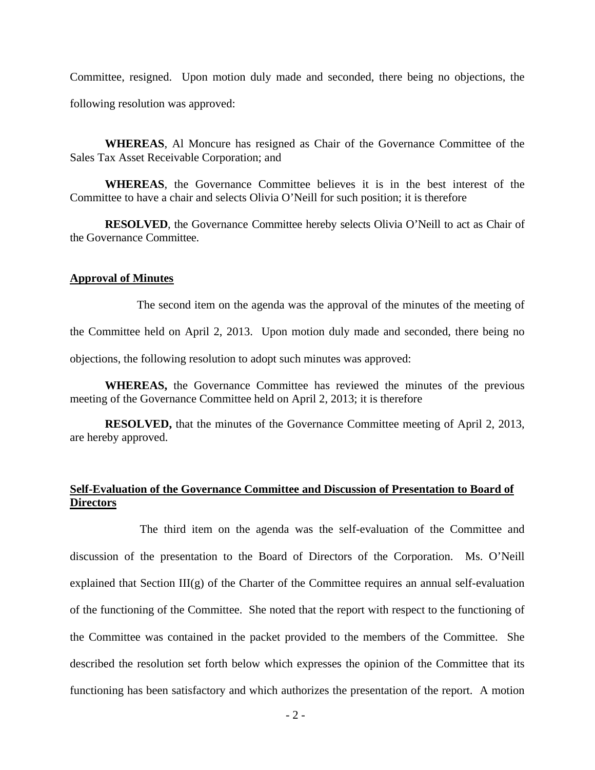Committee, resigned. Upon motion duly made and seconded, there being no objections, the following resolution was approved:

**WHEREAS**, Al Moncure has resigned as Chair of the Governance Committee of the Sales Tax Asset Receivable Corporation; and

**WHEREAS**, the Governance Committee believes it is in the best interest of the Committee to have a chair and selects Olivia O'Neill for such position; it is therefore

**RESOLVED**, the Governance Committee hereby selects Olivia O'Neill to act as Chair of the Governance Committee.

**Approval of Minutes**

The second item on the agenda was the approval of the minutes of the meeting of the Committee held on April 2, 2013. Upon motion duly made and seconded, there being no objections, the following resolution to adopt such minutes was approved:

**WHEREAS,** the Governance Committee has reviewed the minutes of the previous meeting of the Governance Committee held on April 2, 2013; it is therefore

**RESOLVED,** that the minutes of the Governance Committee meeting of April 2, 2013, are hereby approved.

**Self-Evaluation of the Governance Committee and Discussion of Presentation to Board of Directors**

The third item on the agenda was the self-evaluation of the Committee and discussion of the presentation to the Board of Directors of the Corporation. Ms. O'Neill explained that Section III(g) of the Charter of the Committee requires an annual self-evaluation of the functioning of the Committee. She noted that the report with respect to the functioning of the Committee was contained in the packet provided to the members of the Committee. She described the resolution set forth below which expresses the opinion of the Committee that its functioning has been satisfactory and which authorizes the presentation of the report. A motion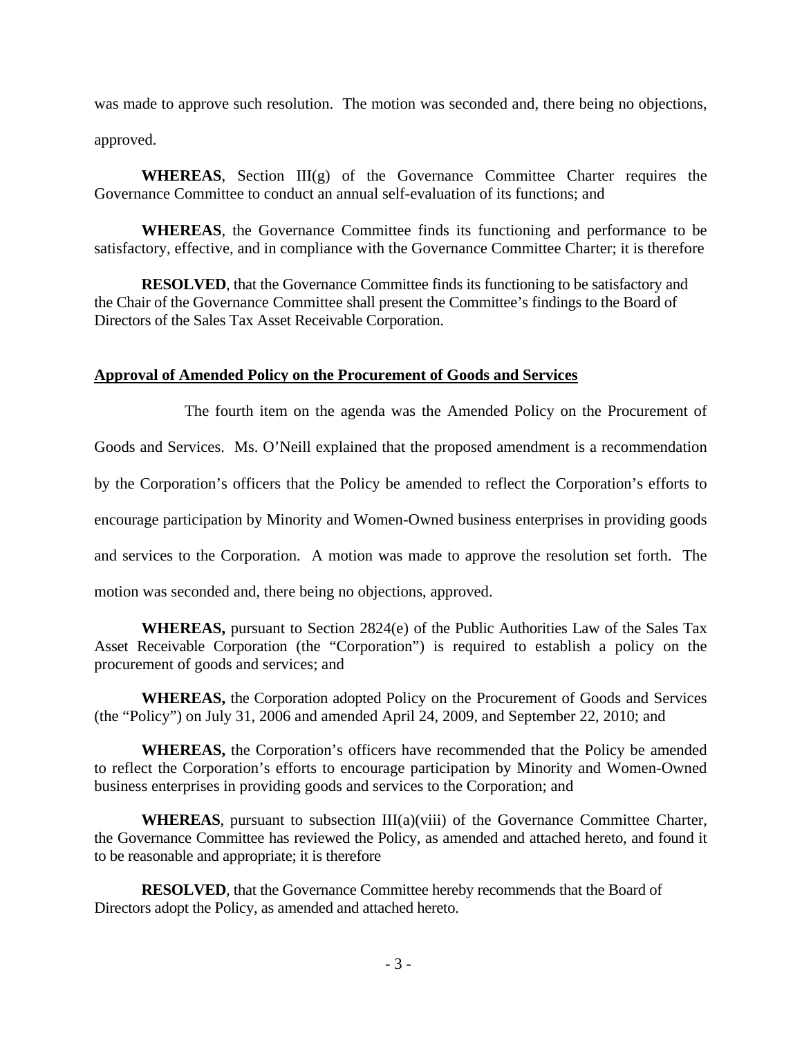was made to approve such resolution. The motion was seconded and, there being no objections, approved.

**WHEREAS**, Section III(g) of the Governance Committee Charter requires the Governance Committee to conduct an annual self-evaluation of its functions; and

**WHEREAS**, the Governance Committee finds its functioning and performance to be satisfactory, effective, and in compliance with the Governance Committee Charter; it is therefore

**RESOLVED**, that the Governance Committee finds its functioning to be satisfactory and the Chair of the Governance Committee shall present the Committee's findings to the Board of Directors of the Sales Tax Asset Receivable Corporation.

**<u>Approval of Amended Policy on the Procurement of Goods and Services</u>**

The fourth item on the agenda was the Amended Policy on the Procurement of Goods and Services. Ms. O'Neill explained that the proposed amendment is a recommendation by the Corporation's officers that the Policy be amended to reflect the Corporation's efforts to encourage participation by Minority and Women-Owned business enterprises in providing goods and services to the Corporation. A motion was made to approve the resolution set forth. The motion was seconded and, there being no objections, approved.

**WHEREAS,** pursuant to Section 2824(e) of the Public Authorities Law of the Sales Tax Asset Receivable Corporation (the "Corporation") is required to establish a policy on the procurement of goods and services; and

**WHEREAS,** the Corporation adopted Policy on the Procurement of Goods and Services (the "Policy") on July 31, 2006 and amended April 24, 2009, and September 22, 2010; and

**WHEREAS,** the Corporation's officers have recommended that the Policy be amended to reflect the Corporation's efforts to encourage participation by Minority and Women-Owned business enterprises in providing goods and services to the Corporation; and

**WHEREAS**, pursuant to subsection III(a)(viii) of the Governance Committee Charter, the Governance Committee has reviewed the Policy, as amended and attached hereto, and found it to be reasonable and appropriate; it is therefore

**RESOLVED**, that the Governance Committee hereby recommends that the Board of Directors adopt the Policy, as amended and attached hereto.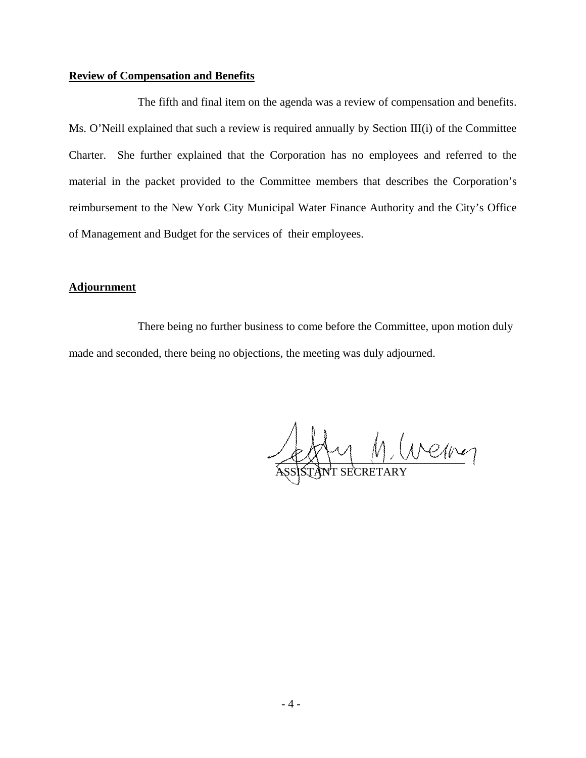**Review of Compensation and Benefits**

The fifth and final item on the agenda was a review of compensation and benefits. Ms. O'Neill explained that such a review is required annually by Section III(i) of the Committee Charter. She further explained that the Corporation has no employees and referred to the material in the packet provided to the Committee members that describes the Corporation's reimbursement to the New York City Municipal Water Finance Authority and the City's Office of Management and Budget for the services of their employees.

**Adjournment**

There being no further business to come before the Committee, upon motion duly made and seconded, there being no objections, the meeting was duly adjourned.

ASSISTANT SECRETARY